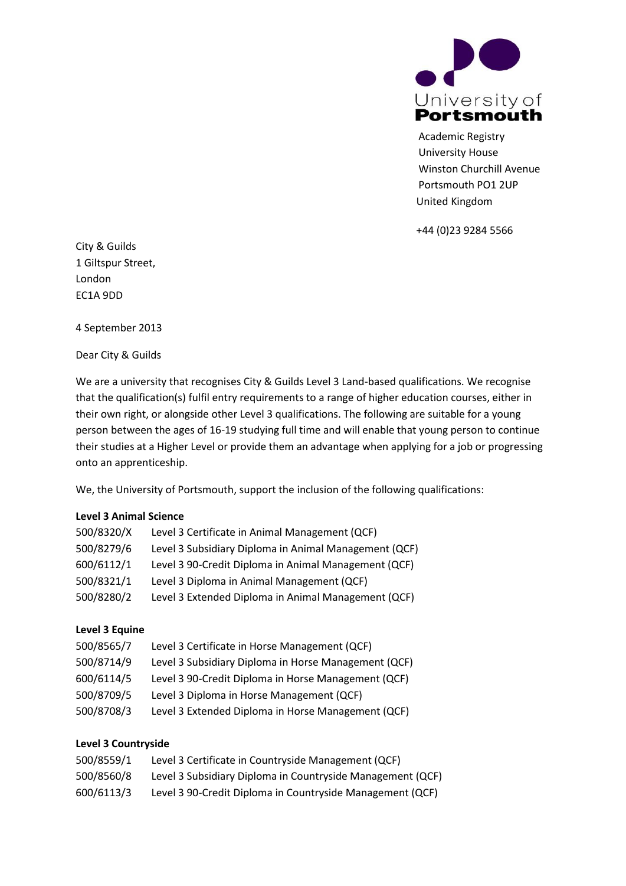University of Portsmouth

Academic Registry
University House
Winston Churchill Avenue
Portsmouth PO1 2UP
United Kingdom

+44 (0)23 9284 5566

City & Guilds
1 Giltspur Street,
London
EC1A 9DD

4 September 2013

Dear City & Guilds

We are a university that recognises City & Guilds Level 3 Land-based qualifications. We recognise that the qualification(s) fulfil entry requirements to a range of higher education courses, either in their own right, or alongside other Level 3 qualifications. The following are suitable for a young person between the ages of 16-19 studying full time and will enable that young person to continue their studies at a Higher Level or provide them an advantage when applying for a job or progressing onto an apprenticeship.

We, the University of Portsmouth, support the inclusion of the following qualifications:

**Level 3 Animal Science**

| | |
|---|---|
| 500/8320/X | Level 3 Certificate in Animal Management (QCF) |
| 500/8279/6 | Level 3 Subsidiary Diploma in Animal Management (QCF) |
| 600/6112/1 | Level 3 90-Credit Diploma in Animal Management (QCF) |
| 500/8321/1 | Level 3 Diploma in Animal Management (QCF) |
| 500/8280/2 | Level 3 Extended Diploma in Animal Management (QCF) |

**Level 3 Equine**

| | |
|---|---|
| 500/8565/7 | Level 3 Certificate in Horse Management (QCF) |
| 500/8714/9 | Level 3 Subsidiary Diploma in Horse Management (QCF) |
| 600/6114/5 | Level 3 90-Credit Diploma in Horse Management (QCF) |
| 500/8709/5 | Level 3 Diploma in Horse Management (QCF) |
| 500/8708/3 | Level 3 Extended Diploma in Horse Management (QCF) |

**Level 3 Countryside**

| | |
|---|---|
| 500/8559/1 | Level 3 Certificate in Countryside Management (QCF) |
| 500/8560/8 | Level 3 Subsidiary Diploma in Countryside Management (QCF) |
| 600/6113/3 | Level 3 90-Credit Diploma in Countryside Management (QCF) |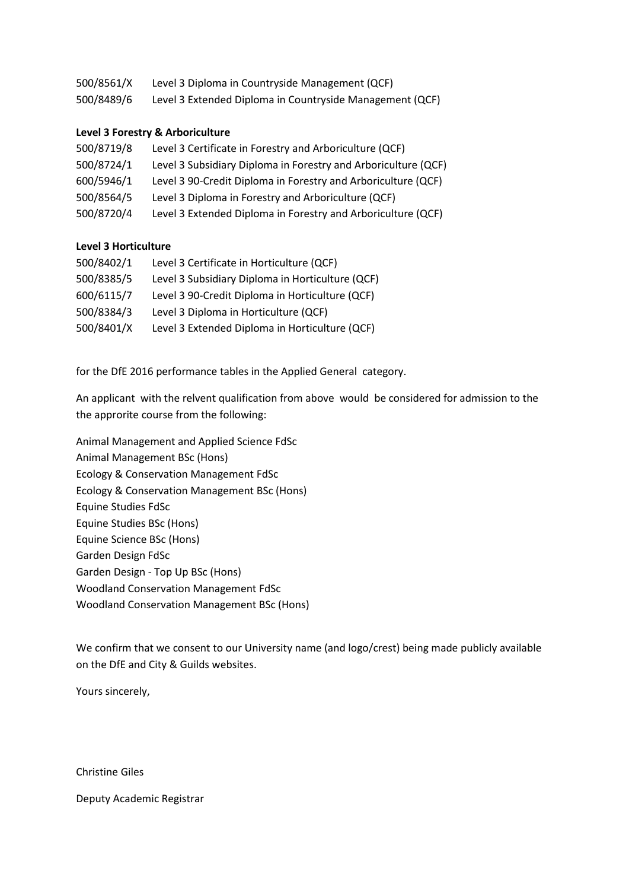500/8561/X Level 3 Diploma in Countryside Management (QCF)
500/8489/6 Level 3 Extended Diploma in Countryside Management (QCF)

**Level 3 Forestry & Arboriculture**

500/8719/8 Level 3 Certificate in Forestry and Arboriculture (QCF)
500/8724/1 Level 3 Subsidiary Diploma in Forestry and Arboriculture (QCF)
600/5946/1 Level 3 90-Credit Diploma in Forestry and Arboriculture (QCF)
500/8564/5 Level 3 Diploma in Forestry and Arboriculture (QCF)
500/8720/4 Level 3 Extended Diploma in Forestry and Arboriculture (QCF)

**Level 3 Horticulture**

500/8402/1 Level 3 Certificate in Horticulture (QCF)
500/8385/5 Level 3 Subsidiary Diploma in Horticulture (QCF)
600/6115/7 Level 3 90-Credit Diploma in Horticulture (QCF)
500/8384/3 Level 3 Diploma in Horticulture (QCF)
500/8401/X Level 3 Extended Diploma in Horticulture (QCF)

for the DfE 2016 performance tables in the Applied General category.

An applicant with the relvent qualification from above would be considered for admission to the the approrite course from the following:

Animal Management and Applied Science FdSc
Animal Management BSc (Hons)
Ecology & Conservation Management FdSc
Ecology & Conservation Management BSc (Hons)
Equine Studies FdSc
Equine Studies BSc (Hons)
Equine Science BSc (Hons)
Garden Design FdSc
Garden Design - Top Up BSc (Hons)
Woodland Conservation Management FdSc
Woodland Conservation Management BSc (Hons)

We confirm that we consent to our University name (and logo/crest) being made publicly available on the DfE and City & Guilds websites.

Yours sincerely,

Christine Giles

Deputy Academic Registrar